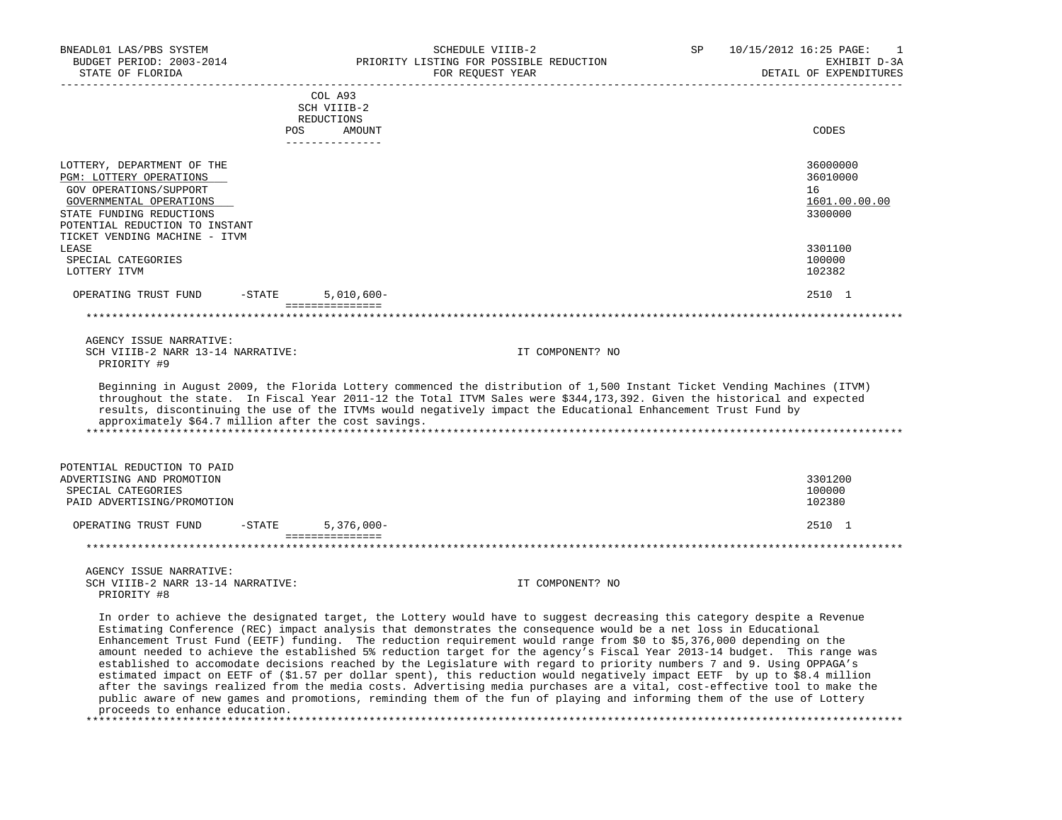BNEADL01 LAS/PBS SYSTEM
BUDGET PERIOD: 2003-2014
STATE OF FLORIDA

SCHEDULE VIIIB-2
PRIORITY LISTING FOR POSSIBLE REDUCTION
FOR REQUEST YEAR

SP 10/15/2012 16:25
EXHIBIT D-3A
DETAIL OF EXPENDITURES

| | COL A93 SCH VIIIB-2 REDUCTIONS POS AMOUNT | CODES |
|---|---|---|
| LOTTERY, DEPARTMENT OF THE | | 36000000 |
| PGM: LOTTERY OPERATIONS | | 36010000 |
| GOV OPERATIONS/SUPPORT | | 16 |
| GOVERNMENTAL OPERATIONS | | 1601.00.00.00 |
| STATE FUNDING REDUCTIONS | | 3300000 |
| POTENTIAL REDUCTION TO INSTANT TICKET VENDING MACHINE - ITVM LEASE | | 3301100 |
| SPECIAL CATEGORIES | | 100000 |
| LOTTERY ITVM | | 102382 |
| OPERATING TRUST FUND -STATE | 5,010,600- | 2510 1 |

AGENCY ISSUE NARRATIVE:
SCH VIIIB-2 NARR 13-14 NARRATIVE: IT COMPONENT? NO
PRIORITY #9

Beginning in August 2009, the Florida Lottery commenced the distribution of 1,500 Instant Ticket Vending Machines (ITVM) throughout the state. In Fiscal Year 2011-12 the Total ITVM Sales were $344,173,392. Given the historical and expected results, discontinuing the use of the ITVMs would negatively impact the Educational Enhancement Trust Fund by approximately $64.7 million after the cost savings.

| | COL A93 SCH VIIIB-2 REDUCTIONS POS AMOUNT | CODES |
|---|---|---|
| POTENTIAL REDUCTION TO PAID ADVERTISING AND PROMOTION | | 3301200 |
| SPECIAL CATEGORIES | | 100000 |
| PAID ADVERTISING/PROMOTION | | 102380 |
| OPERATING TRUST FUND -STATE | 5,376,000- | 2510 1 |

AGENCY ISSUE NARRATIVE:
SCH VIIIB-2 NARR 13-14 NARRATIVE: IT COMPONENT? NO
PRIORITY #8

In order to achieve the designated target, the Lottery would have to suggest decreasing this category despite a Revenue Estimating Conference (REC) impact analysis that demonstrates the consequence would be a net loss in Educational Enhancement Trust Fund (EETF) funding. The reduction requirement would range from $0 to $5,376,000 depending on the amount needed to achieve the established 5% reduction target for the agency's Fiscal Year 2013-14 budget. This range was established to accomodate decisions reached by the Legislature with regard to priority numbers 7 and 9. Using OPPAGA's estimated impact on EETF of ($1.57 per dollar spent), this reduction would negatively impact EETF by up to $8.4 million after the savings realized from the media costs. Advertising media purchases are a vital, cost-effective tool to make the public aware of new games and promotions, reminding them of the fun of playing and informing them of the use of Lottery proceeds to enhance education.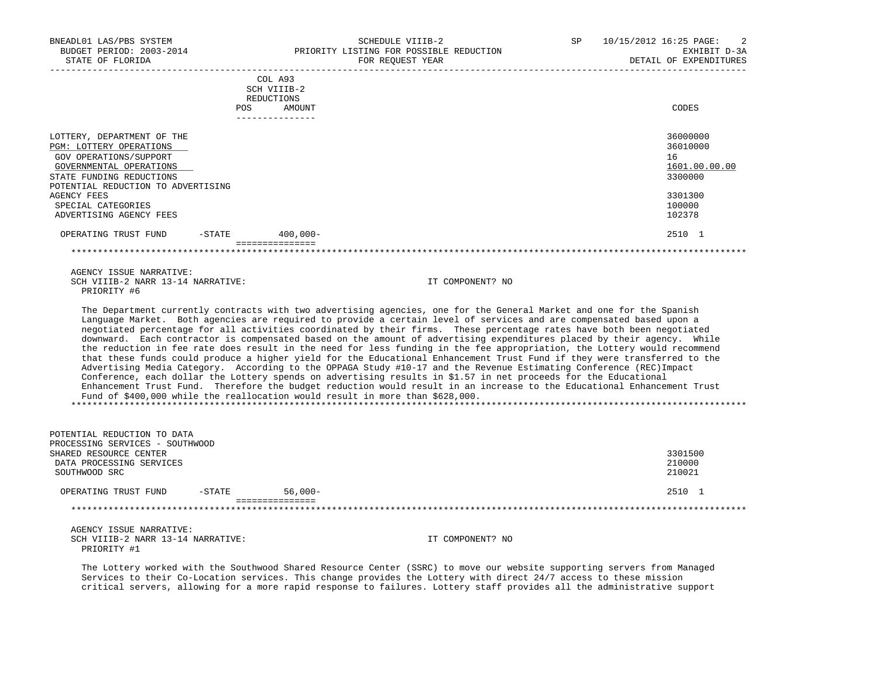| | COL A93 SCH VIIIB-2 REDUCTIONS | | |
|---|---|---|---|
| | POS | AMOUNT | CODES |
| LOTTERY, DEPARTMENT OF THE | | | 36000000 |
| PGM: LOTTERY OPERATIONS | | | 36010000 |
| GOV OPERATIONS/SUPPORT | | | 16 |
| GOVERNMENTAL OPERATIONS | | | 1601.00.00.00 |
| STATE FUNDING REDUCTIONS | | | 3300000 |
| POTENTIAL REDUCTION TO ADVERTISING AGENCY FEES | | | 3301300 |
| SPECIAL CATEGORIES | | | 100000 |
| ADVERTISING AGENCY FEES | | | 102378 |
| OPERATING TRUST FUND -STATE | | 400,000- | 2510 1 |

AGENCY ISSUE NARRATIVE:
SCH VIIIB-2 NARR 13-14 NARRATIVE: IT COMPONENT? NO
PRIORITY #6

The Department currently contracts with two advertising agencies, one for the General Market and one for the Spanish Language Market. Both agencies are required to provide a certain level of services and are compensated based upon a negotiated percentage for all activities coordinated by their firms. These percentage rates have both been negotiated downward. Each contractor is compensated based on the amount of advertising expenditures placed by their agency. While the reduction in fee rate does result in the need for less funding in the fee appropriation, the Lottery would recommend that these funds could produce a higher yield for the Educational Enhancement Trust Fund if they were transferred to the Advertising Media Category. According to the OPPAGA Study #10-17 and the Revenue Estimating Conference (REC)Impact Conference, each dollar the Lottery spends on advertising results in $1.57 in net proceeds for the Educational Enhancement Trust Fund. Therefore the budget reduction would result in an increase to the Educational Enhancement Trust Fund of $400,000 while the reallocation would result in more than $628,000.

| | POS | AMOUNT | CODES |
|---|---|---|---|
| POTENTIAL REDUCTION TO DATA PROCESSING SERVICES - SOUTHWOOD SHARED RESOURCE CENTER | | | 3301500 |
| DATA PROCESSING SERVICES | | | 210000 |
| SOUTHWOOD SRC | | | 210021 |
| OPERATING TRUST FUND -STATE | | 56,000- | 2510 1 |

AGENCY ISSUE NARRATIVE:
SCH VIIIB-2 NARR 13-14 NARRATIVE: IT COMPONENT? NO
PRIORITY #1

The Lottery worked with the Southwood Shared Resource Center (SSRC) to move our website supporting servers from Managed Services to their Co-Location services. This change provides the Lottery with direct 24/7 access to these mission critical servers, allowing for a more rapid response to failures. Lottery staff provides all the administrative support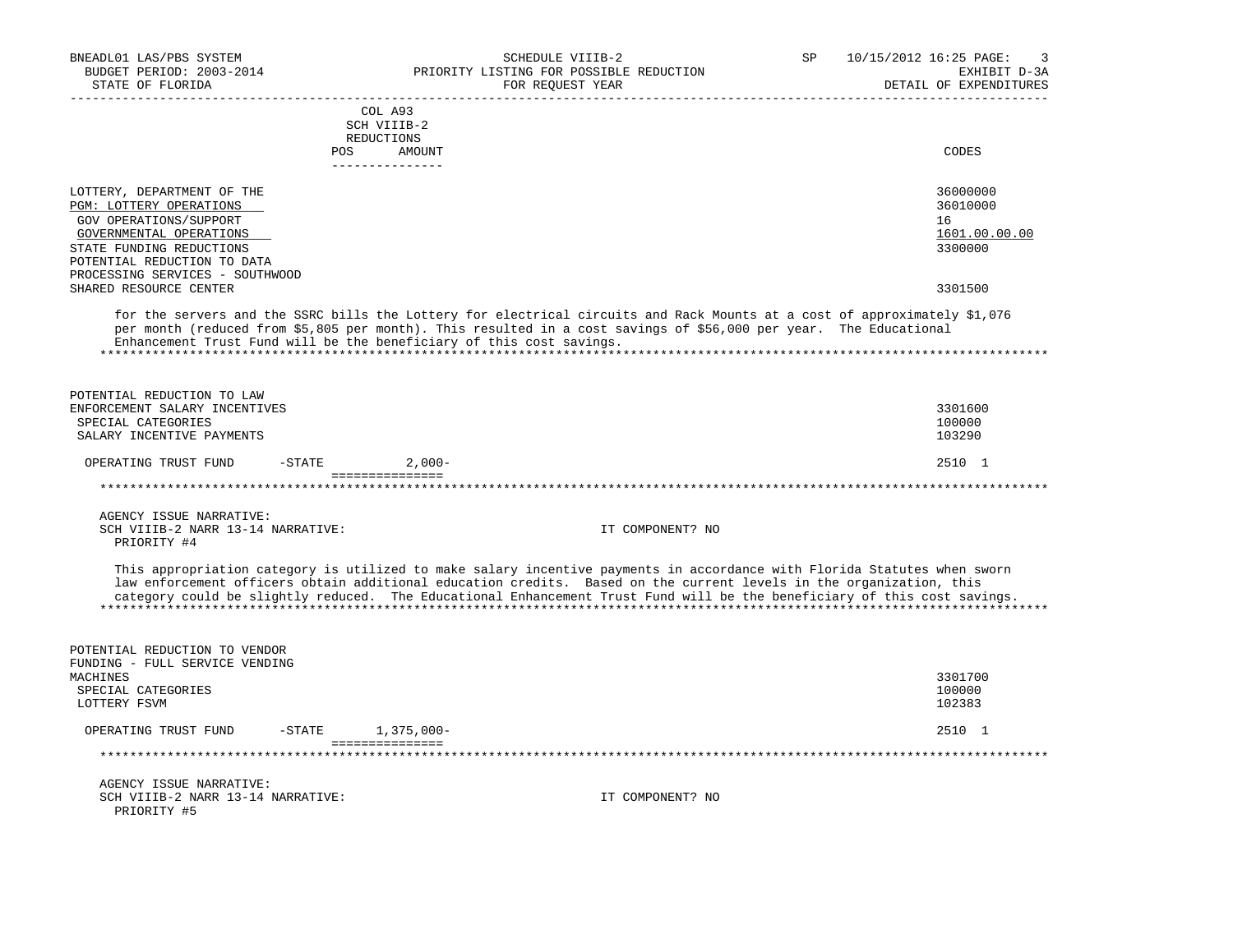| | COL A93 SCH VIIIB-2 REDUCTIONS POS AMOUNT | CODES |
|---|---|---|
| LOTTERY, DEPARTMENT OF THE | | 36000000 |
| PGM: LOTTERY OPERATIONS | | 36010000 |
| GOV OPERATIONS/SUPPORT | | 16 |
| GOVERNMENTAL OPERATIONS | | 1601.00.00.00 |
| STATE FUNDING REDUCTIONS | | 3300000 |
| POTENTIAL REDUCTION TO DATA PROCESSING SERVICES - SOUTHWOOD SHARED RESOURCE CENTER | | 3301500 |

for the servers and the SSRC bills the Lottery for electrical circuits and Rack Mounts at a cost of approximately $1,076 per month (reduced from $5,805 per month). This resulted in a cost savings of $56,000 per year. The Educational Enhancement Trust Fund will be the beneficiary of this cost savings.

| | | |
|---|---|---|
| POTENTIAL REDUCTION TO LAW ENFORCEMENT SALARY INCENTIVES | | 3301600 |
| SPECIAL CATEGORIES | | 100000 |
| SALARY INCENTIVE PAYMENTS | | 103290 |
| OPERATING TRUST FUND -STATE | 2,000- | 2510 1 |

AGENCY ISSUE NARRATIVE:
SCH VIIIB-2 NARR 13-14 NARRATIVE: IT COMPONENT? NO
PRIORITY #4

This appropriation category is utilized to make salary incentive payments in accordance with Florida Statutes when sworn law enforcement officers obtain additional education credits. Based on the current levels in the organization, this category could be slightly reduced. The Educational Enhancement Trust Fund will be the beneficiary of this cost savings.

| | | |
|---|---|---|
| POTENTIAL REDUCTION TO VENDOR FUNDING - FULL SERVICE VENDING MACHINES | | 3301700 |
| SPECIAL CATEGORIES | | 100000 |
| LOTTERY FSVM | | 102383 |
| OPERATING TRUST FUND -STATE | 1,375,000- | 2510 1 |

AGENCY ISSUE NARRATIVE:
SCH VIIIB-2 NARR 13-14 NARRATIVE: IT COMPONENT? NO
PRIORITY #5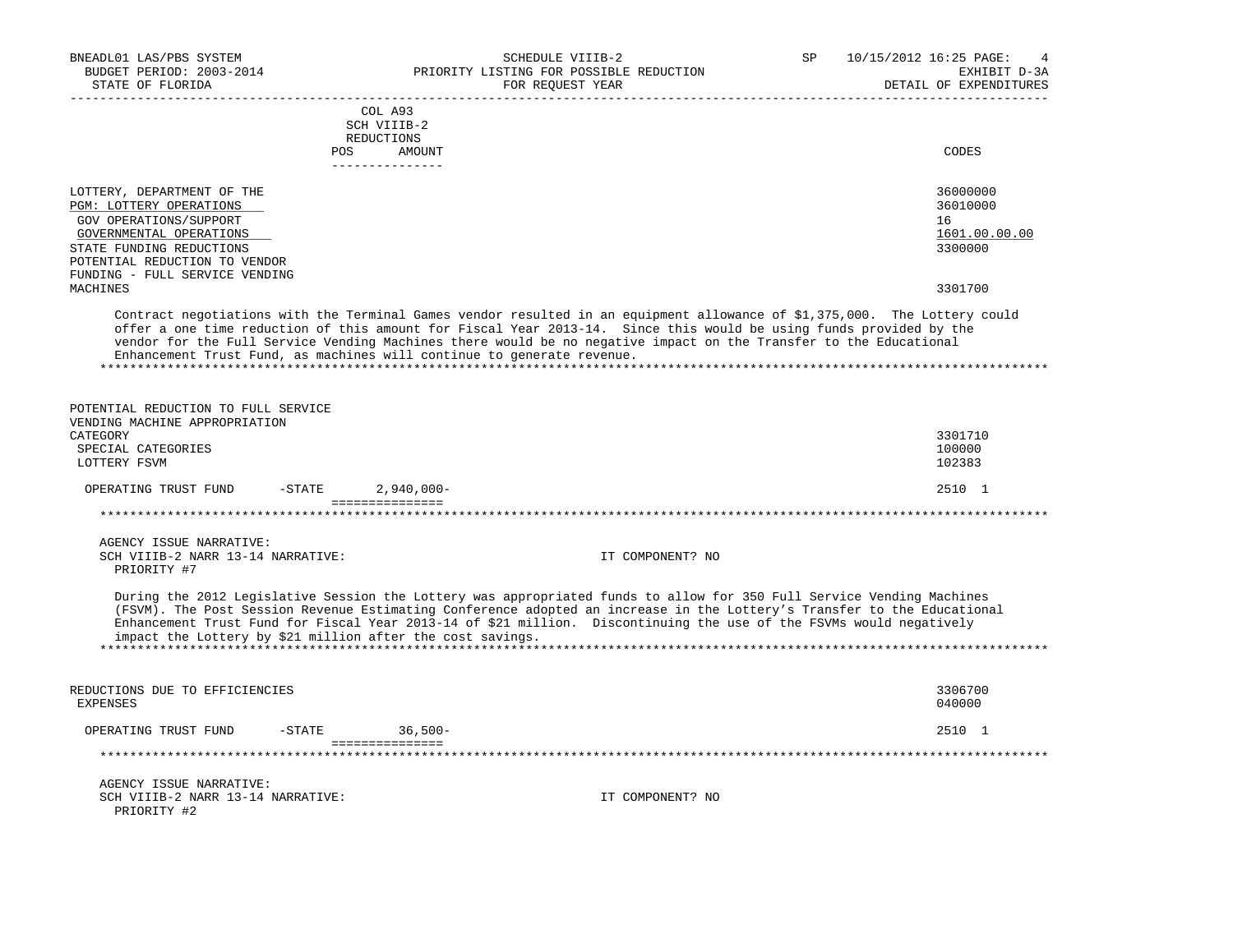| | COL A93 SCH VIIIB-2 REDUCTIONS | | |
|---|---|---|---|
| | POS | AMOUNT | CODES |
| LOTTERY, DEPARTMENT OF THE | | | 36000000 |
| PGM: LOTTERY OPERATIONS | | | 36010000 |
| GOV OPERATIONS/SUPPORT | | | 16 |
| GOVERNMENTAL OPERATIONS | | | 1601.00.00.00 |
| STATE FUNDING REDUCTIONS | | | 3300000 |
| POTENTIAL REDUCTION TO VENDOR FUNDING - FULL SERVICE VENDING MACHINES | | | 3301700 |

Contract negotiations with the Terminal Games vendor resulted in an equipment allowance of $1,375,000. The Lottery could offer a one time reduction of this amount for Fiscal Year 2013-14. Since this would be using funds provided by the vendor for the Full Service Vending Machines there would be no negative impact on the Transfer to the Educational Enhancement Trust Fund, as machines will continue to generate revenue.

******************************************************************************************************************************

| | POS | AMOUNT | CODES |
|---|---|---|---|
| POTENTIAL REDUCTION TO FULL SERVICE VENDING MACHINE APPROPRIATION CATEGORY | | | 3301710 |
| SPECIAL CATEGORIES | | | 100000 |
| LOTTERY FSVM | | | 102383 |
| OPERATING TRUST FUND -STATE | | 2,940,000- | 2510 1 |

******************************************************************************************************************************

AGENCY ISSUE NARRATIVE:
SCH VIIIB-2 NARR 13-14 NARRATIVE: IT COMPONENT? NO
PRIORITY #7

During the 2012 Legislative Session the Lottery was appropriated funds to allow for 350 Full Service Vending Machines (FSVM). The Post Session Revenue Estimating Conference adopted an increase in the Lottery's Transfer to the Educational Enhancement Trust Fund for Fiscal Year 2013-14 of $21 million. Discontinuing the use of the FSVMs would negatively impact the Lottery by $21 million after the cost savings.

******************************************************************************************************************************

| | POS | AMOUNT | CODES |
|---|---|---|---|
| REDUCTIONS DUE TO EFFICIENCIES | | | 3306700 |
| EXPENSES | | | 040000 |
| OPERATING TRUST FUND -STATE | | 36,500- | 2510 1 |

******************************************************************************************************************************

AGENCY ISSUE NARRATIVE:
SCH VIIIB-2 NARR 13-14 NARRATIVE: IT COMPONENT? NO
PRIORITY #2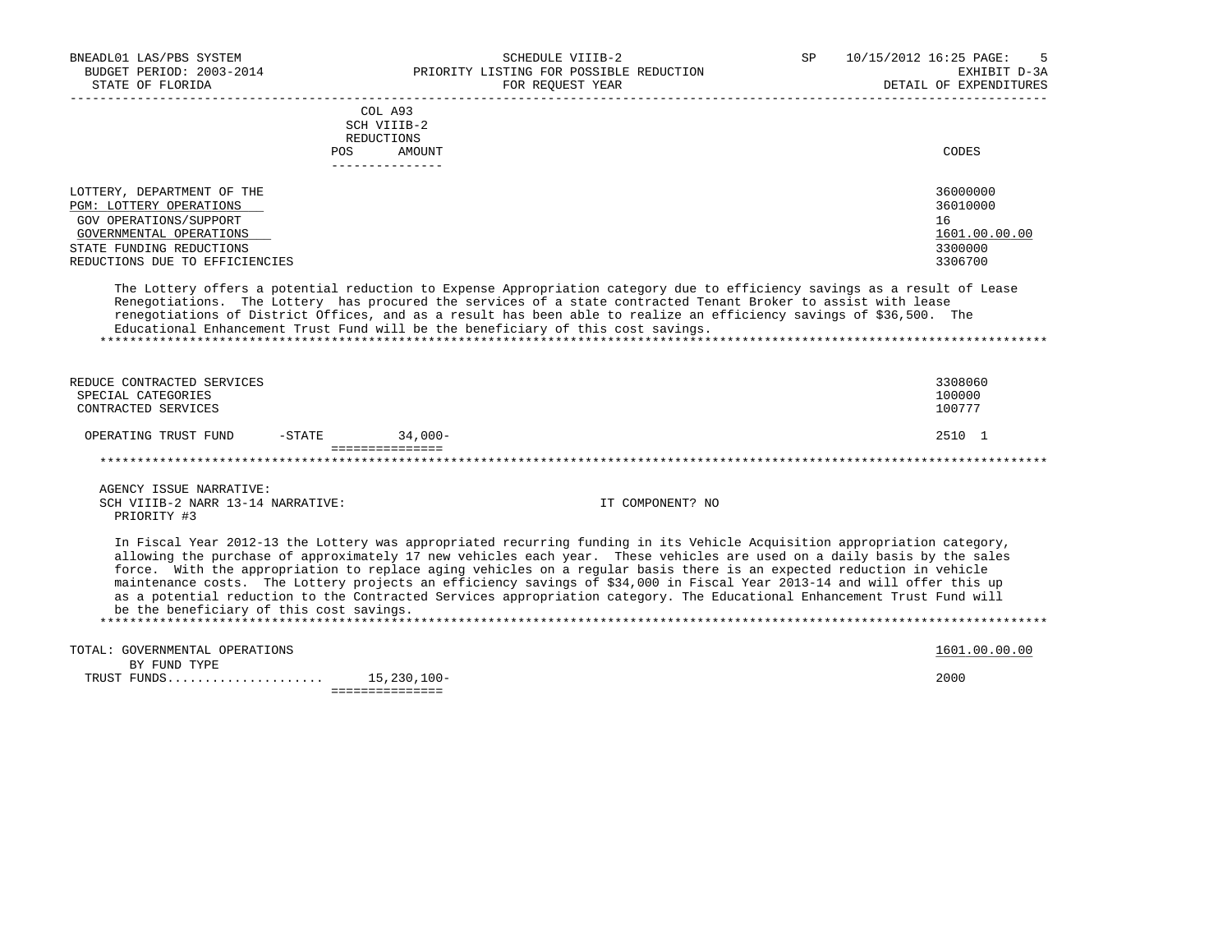COL A93
SCH VIIIB-2
REDUCTIONS

| | POS | AMOUNT | CODES |
|---|---|---|---|
| LOTTERY, DEPARTMENT OF THE | | | 36000000 |
| PGM: LOTTERY OPERATIONS | | | 36010000 |
| GOV OPERATIONS/SUPPORT | | | 16 |
| GOVERNMENTAL OPERATIONS | | | 1601.00.00.00 |
| STATE FUNDING REDUCTIONS | | | 3300000 |
| REDUCTIONS DUE TO EFFICIENCIES | | | 3306700 |

The Lottery offers a potential reduction to Expense Appropriation category due to efficiency savings as a result of Lease Renegotiations. The Lottery has procured the services of a state contracted Tenant Broker to assist with lease renegotiations of District Offices, and as a result has been able to realize an efficiency savings of $36,500. The Educational Enhancement Trust Fund will be the beneficiary of this cost savings.

******************************************************************************************************************************

| | POS | AMOUNT | CODES |
|---|---|---|---|
| REDUCE CONTRACTED SERVICES | | | 3308060 |
| SPECIAL CATEGORIES | | | 100000 |
| CONTRACTED SERVICES | | | 100777 |
| OPERATING TRUST FUND -STATE | | 34,000- | 2510 1 |
| | | =============== | |

******************************************************************************************************************************

AGENCY ISSUE NARRATIVE:
SCH VIIIB-2 NARR 13-14 NARRATIVE: IT COMPONENT? NO
PRIORITY #3

In Fiscal Year 2012-13 the Lottery was appropriated recurring funding in its Vehicle Acquisition appropriation category, allowing the purchase of approximately 17 new vehicles each year. These vehicles are used on a daily basis by the sales force. With the appropriation to replace aging vehicles on a regular basis there is an expected reduction in vehicle maintenance costs. The Lottery projects an efficiency savings of $34,000 in Fiscal Year 2013-14 and will offer this up as a potential reduction to the Contracted Services appropriation category. The Educational Enhancement Trust Fund will be the beneficiary of this cost savings.

******************************************************************************************************************************

| | POS | AMOUNT | CODES |
|---|---|---|---|
| TOTAL: GOVERNMENTAL OPERATIONS | | | 1601.00.00.00 |
| BY FUND TYPE | | | |
| TRUST FUNDS.................... | | 15,230,100- | 2000 |
| | | =============== | |